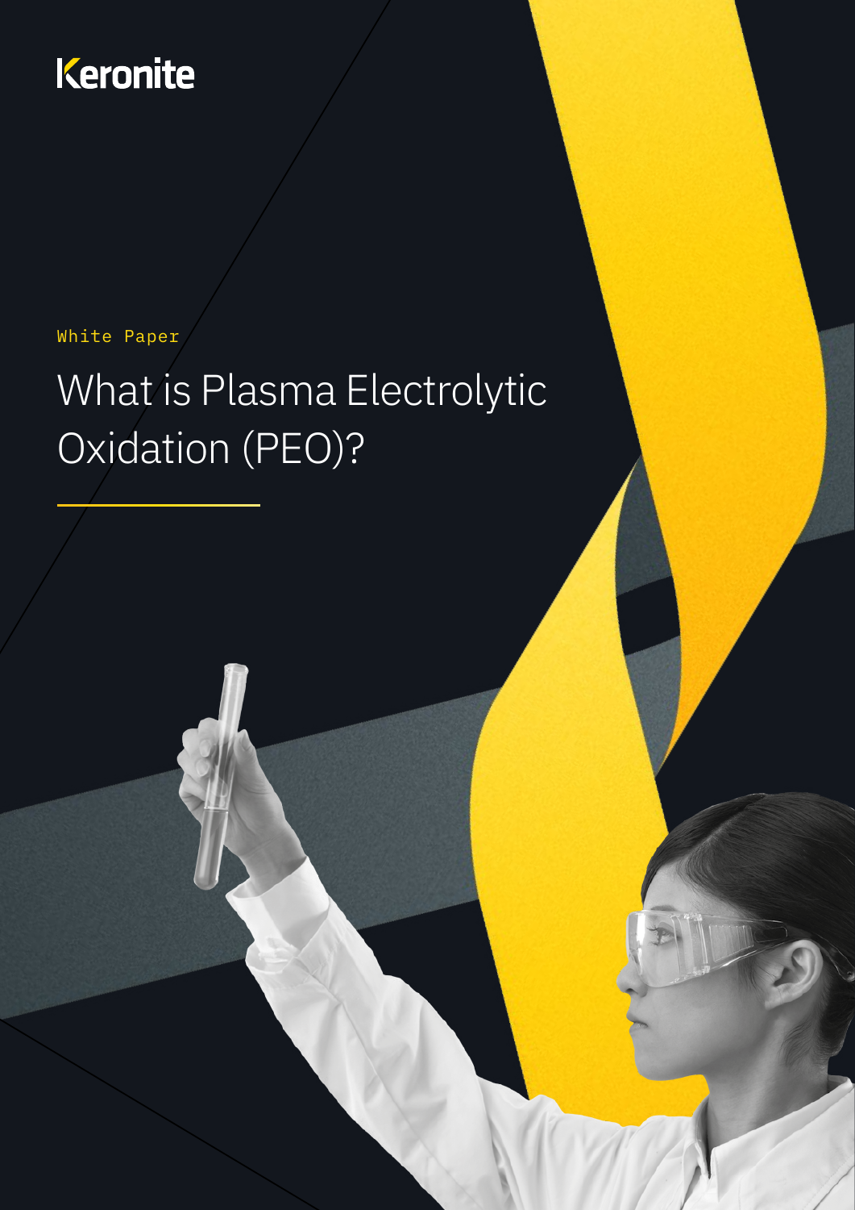Keronite

White Paper

# What is Plasma Electrolytic Oxidation (PEO)?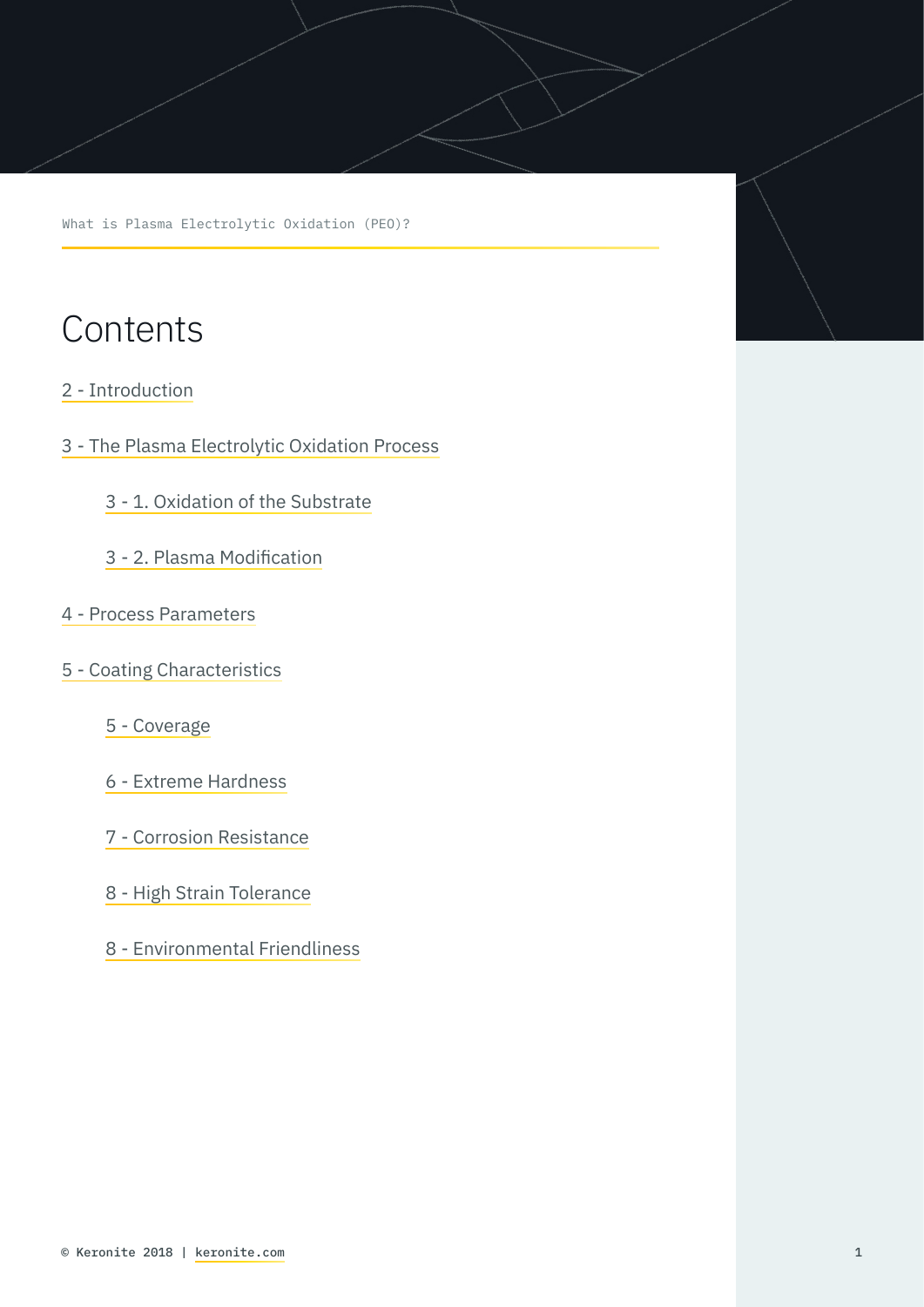# Contents

2 - Introduction

3 - The Plasma Electrolytic Oxidation Process

- 3 - 1. Oxidation of the Substrate
- 3 - 2. Plasma Modification

4 - Process Parameters

5 - Coating Characteristics

- 5 - Coverage
- 6 - Extreme Hardness
- 7 - Corrosion Resistance
- 8 - High Strain Tolerance
- 8 - Environmental Friendliness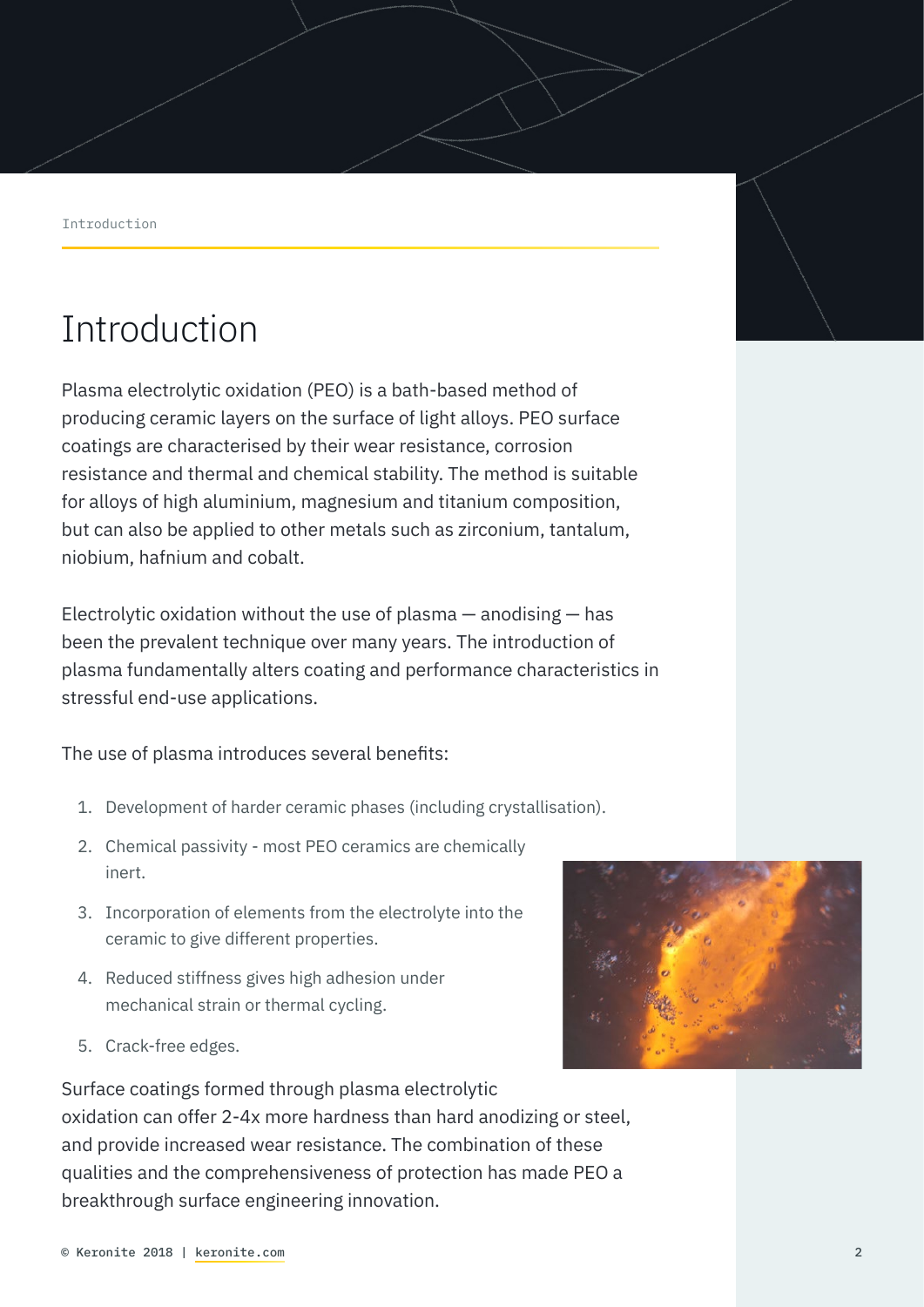# Introduction

Plasma electrolytic oxidation (PEO) is a bath-based method of producing ceramic layers on the surface of light alloys. PEO surface coatings are characterised by their wear resistance, corrosion resistance and thermal and chemical stability. The method is suitable for alloys of high aluminium, magnesium and titanium composition, but can also be applied to other metals such as zirconium, tantalum, niobium, hafnium and cobalt.

Electrolytic oxidation without the use of plasma — anodising — has been the prevalent technique over many years. The introduction of plasma fundamentally alters coating and performance characteristics in stressful end-use applications.

The use of plasma introduces several benefits:

1. Development of harder ceramic phases (including crystallisation).
2. Chemical passivity - most PEO ceramics are chemically inert.
3. Incorporation of elements from the electrolyte into the ceramic to give different properties.
4. Reduced stiffness gives high adhesion under mechanical strain or thermal cycling.
5. Crack-free edges.

Surface coatings formed through plasma electrolytic oxidation can offer 2-4x more hardness than hard anodizing or steel, and provide increased wear resistance. The combination of these qualities and the comprehensiveness of protection has made PEO a breakthrough surface engineering innovation.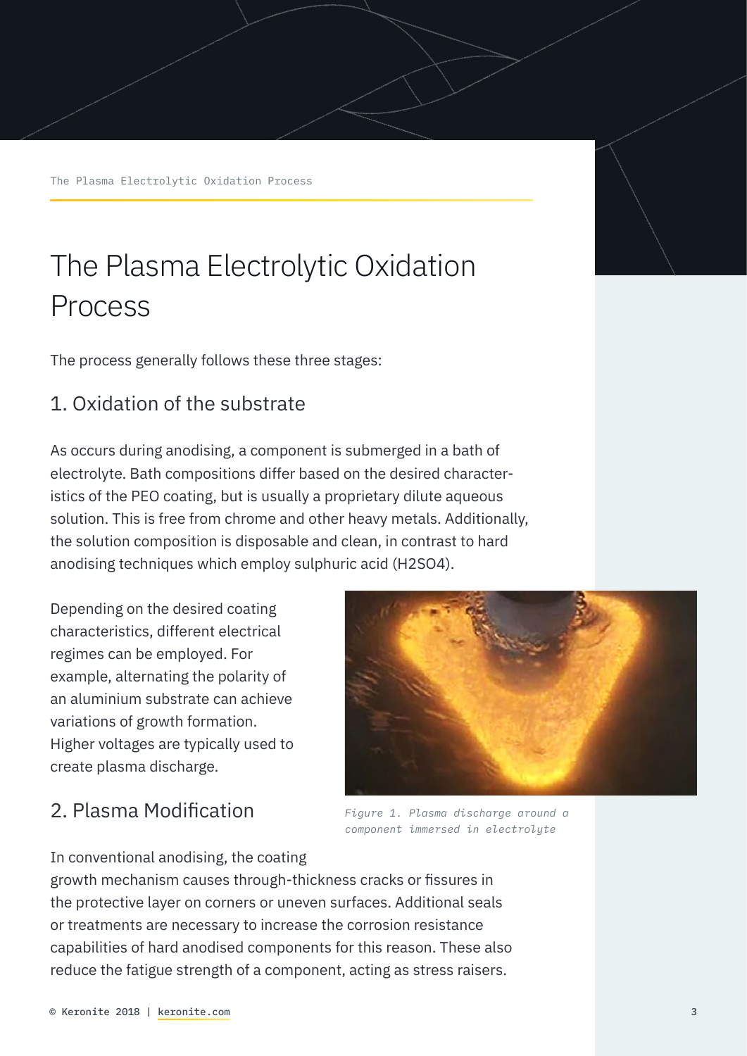# The Plasma Electrolytic Oxidation Process

The process generally follows these three stages:

## 1. Oxidation of the substrate

As occurs during anodising, a component is submerged in a bath of electrolyte. Bath compositions differ based on the desired characteristics of the PEO coating, but is usually a proprietary dilute aqueous solution. This is free from chrome and other heavy metals. Additionally, the solution composition is disposable and clean, in contrast to hard anodising techniques which employ sulphuric acid ($H_2SO_4$).

Depending on the desired coating characteristics, different electrical regimes can be employed. For example, alternating the polarity of an aluminium substrate can achieve variations of growth formation. Higher voltages are typically used to create plasma discharge.

*Figure 1. Plasma discharge around a component immersed in electrolyte*

## 2. Plasma Modification

In conventional anodising, the coating growth mechanism causes through-thickness cracks or fissures in the protective layer on corners or uneven surfaces. Additional seals or treatments are necessary to increase the corrosion resistance capabilities of hard anodised components for this reason. These also reduce the fatigue strength of a component, acting as stress raisers.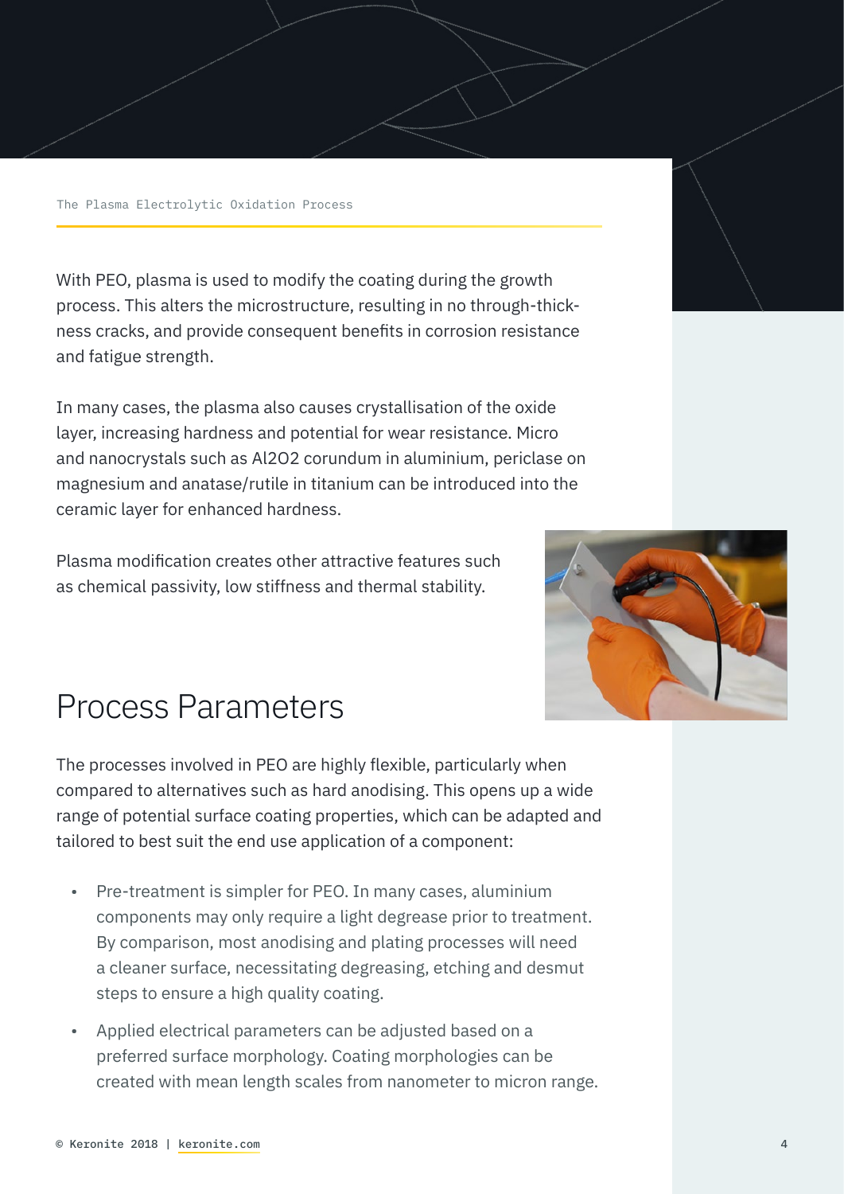With PEO, plasma is used to modify the coating during the growth process. This alters the microstructure, resulting in no through-thickness cracks, and provide consequent benefits in corrosion resistance and fatigue strength.

In many cases, the plasma also causes crystallisation of the oxide layer, increasing hardness and potential for wear resistance. Micro and nanocrystals such as $Al_2O_2$ corundum in aluminium, periclase on magnesium and anatase/rutile in titanium can be introduced into the ceramic layer for enhanced hardness.

Plasma modification creates other attractive features such as chemical passivity, low stiffness and thermal stability.

## Process Parameters

The processes involved in PEO are highly flexible, particularly when compared to alternatives such as hard anodising. This opens up a wide range of potential surface coating properties, which can be adapted and tailored to best suit the end use application of a component:

- Pre-treatment is simpler for PEO. In many cases, aluminium components may only require a light degrease prior to treatment. By comparison, most anodising and plating processes will need a cleaner surface, necessitating degreasing, etching and desmut steps to ensure a high quality coating.
- Applied electrical parameters can be adjusted based on a preferred surface morphology. Coating morphologies can be created with mean length scales from nanometer to micron range.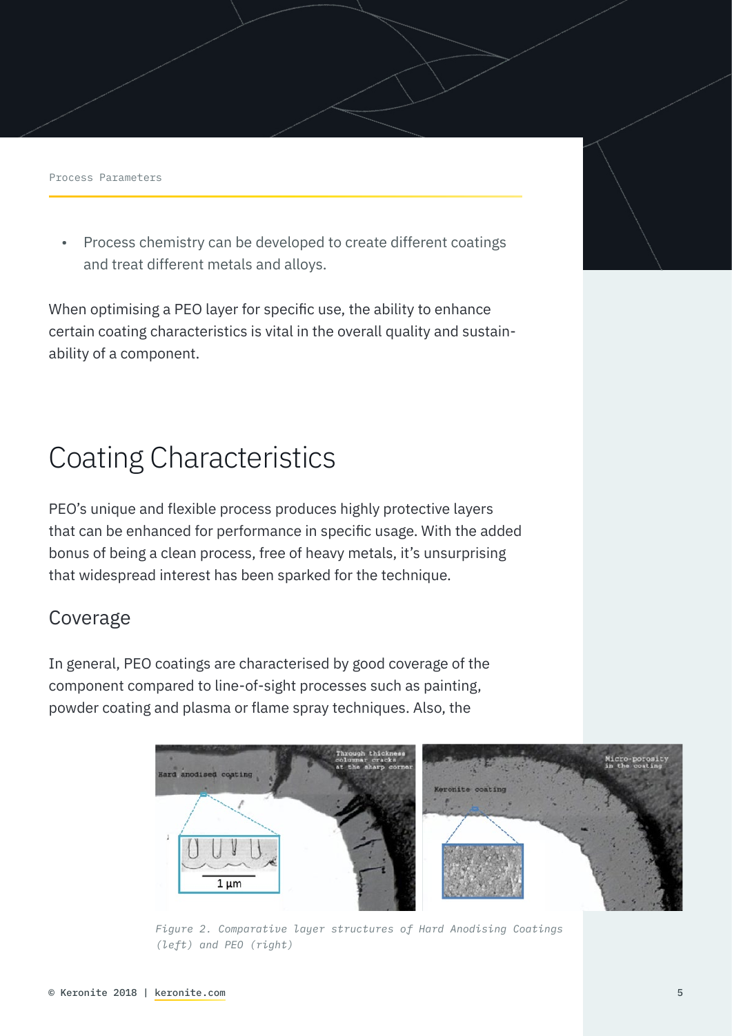- Process chemistry can be developed to create different coatings and treat different metals and alloys.

When optimising a PEO layer for specific use, the ability to enhance certain coating characteristics is vital in the overall quality and sustainability of a component.

# Coating Characteristics

PEO's unique and flexible process produces highly protective layers that can be enhanced for performance in specific usage. With the added bonus of being a clean process, free of heavy metals, it's unsurprising that widespread interest has been sparked for the technique.

## Coverage

In general, PEO coatings are characterised by good coverage of the component compared to line-of-sight processes such as painting, powder coating and plasma or flame spray techniques. Also, the

*Figure 2. Comparative layer structures of Hard Anodising Coatings (left) and PEO (right)*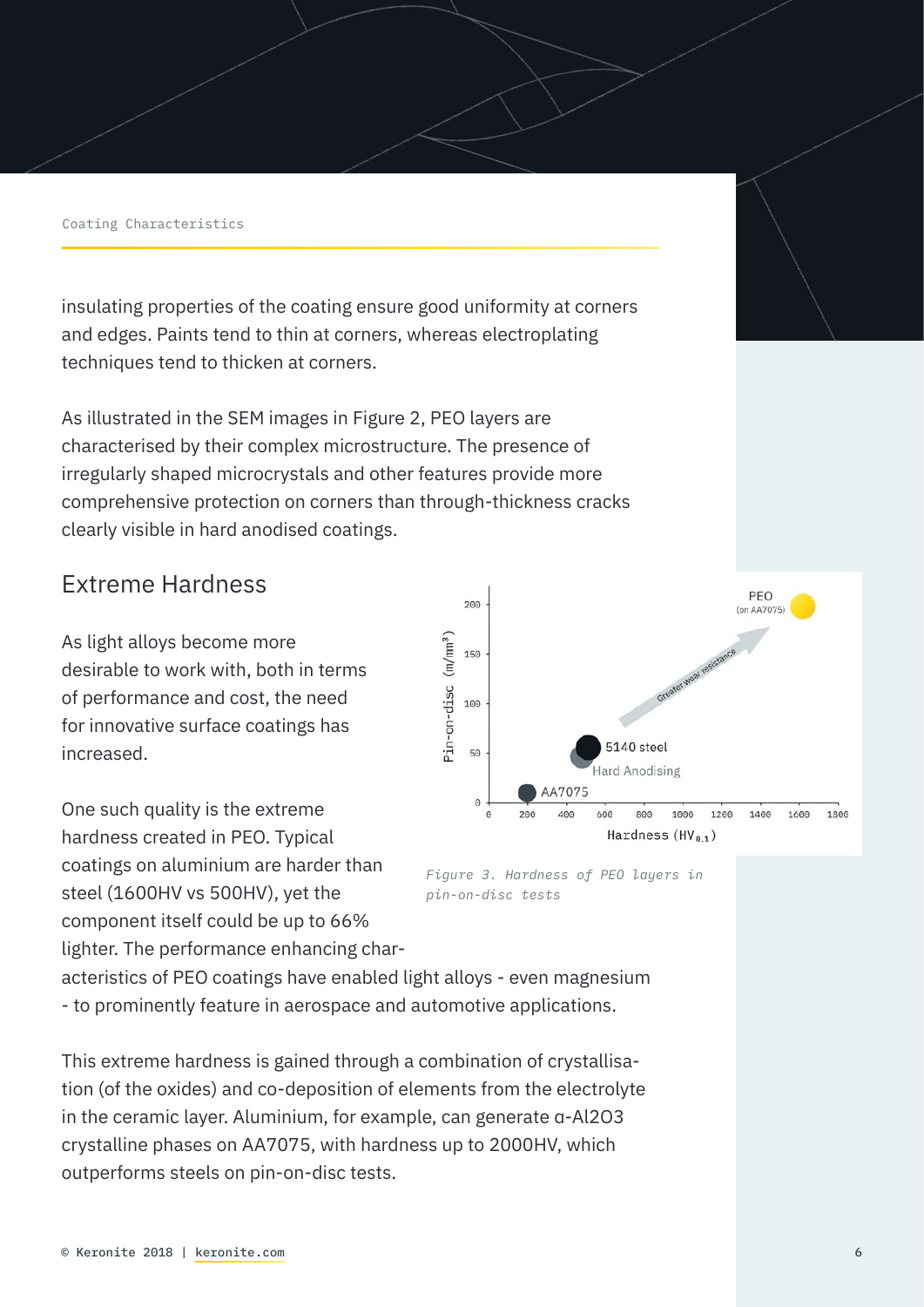insulating properties of the coating ensure good uniformity at corners and edges. Paints tend to thin at corners, whereas electroplating techniques tend to thicken at corners.

As illustrated in the SEM images in Figure 2, PEO layers are characterised by their complex microstructure. The presence of irregularly shaped microcrystals and other features provide more comprehensive protection on corners than through-thickness cracks clearly visible in hard anodised coatings.

## Extreme Hardness

As light alloys become more desirable to work with, both in terms of performance and cost, the need for innovative surface coatings has increased.

One such quality is the extreme hardness created in PEO. Typical coatings on aluminium are harder than steel (1600HV vs 500HV), yet the component itself could be up to 66% lighter. The performance enhancing characteristics of PEO coatings have enabled light alloys - even magnesium - to prominently feature in aerospace and automotive applications.

*Figure 3. Hardness of PEO layers in pin-on-disc tests*

This extreme hardness is gained through a combination of crystallisation (of the oxides) and co-deposition of elements from the electrolyte in the ceramic layer. Aluminium, for example, can generate α-$Al_2O_3$ crystalline phases on AA7075, with hardness up to 2000HV, which outperforms steels on pin-on-disc tests.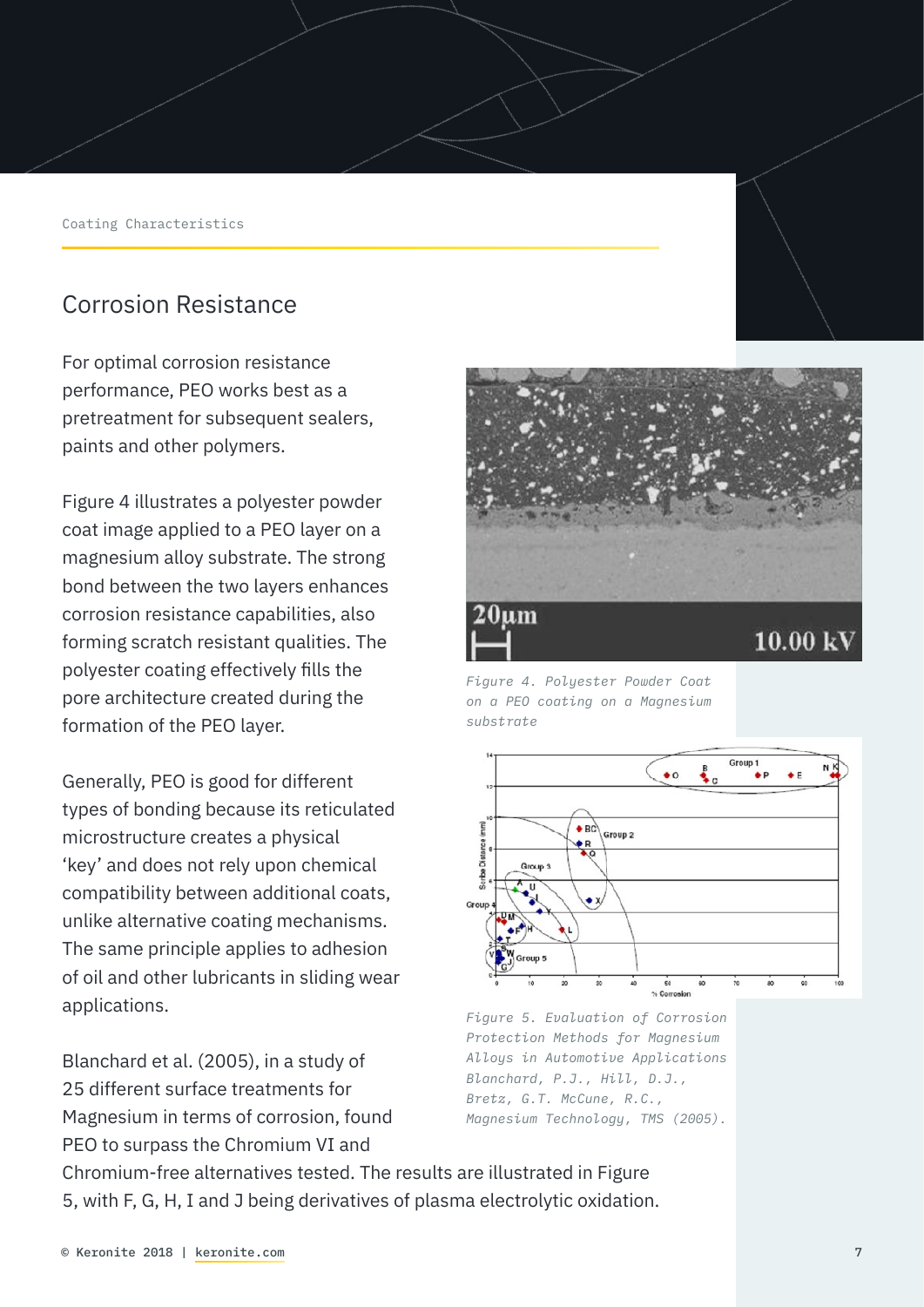## Corrosion Resistance

For optimal corrosion resistance performance, PEO works best as a pretreatment for subsequent sealers, paints and other polymers.

Figure 4 illustrates a polyester powder coat image applied to a PEO layer on a magnesium alloy substrate. The strong bond between the two layers enhances corrosion resistance capabilities, also forming scratch resistant qualities. The polyester coating effectively fills the pore architecture created during the formation of the PEO layer.

*Figure 4. Polyester Powder Coat on a PEO coating on a Magnesium substrate*

Generally, PEO is good for different types of bonding because its reticulated microstructure creates a physical 'key' and does not rely upon chemical compatibility between additional coats, unlike alternative coating mechanisms. The same principle applies to adhesion of oil and other lubricants in sliding wear applications.

*Figure 5. Evaluation of Corrosion Protection Methods for Magnesium Alloys in Automotive Applications Blanchard, P.J., Hill, D.J., Bretz, G.T. McCune, R.C., Magnesium Technology, TMS (2005).*

Blanchard et al. (2005), in a study of 25 different surface treatments for Magnesium in terms of corrosion, found PEO to surpass the Chromium VI and Chromium-free alternatives tested. The results are illustrated in Figure 5, with F, G, H, I and J being derivatives of plasma electrolytic oxidation.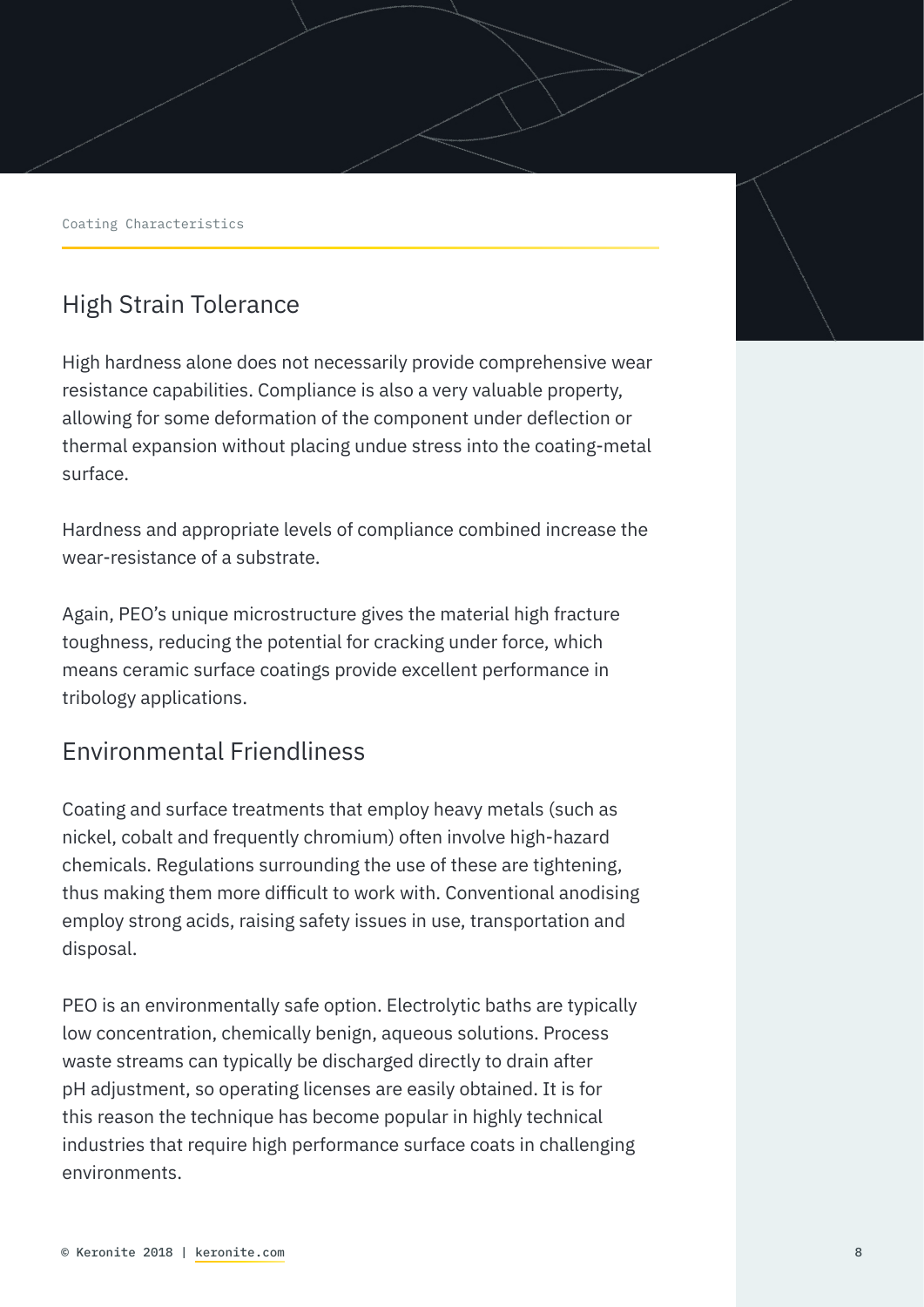Coating Characteristics

## High Strain Tolerance

High hardness alone does not necessarily provide comprehensive wear resistance capabilities. Compliance is also a very valuable property, allowing for some deformation of the component under deflection or thermal expansion without placing undue stress into the coating-metal surface.

Hardness and appropriate levels of compliance combined increase the wear-resistance of a substrate.

Again, PEO's unique microstructure gives the material high fracture toughness, reducing the potential for cracking under force, which means ceramic surface coatings provide excellent performance in tribology applications.

## Environmental Friendliness

Coating and surface treatments that employ heavy metals (such as nickel, cobalt and frequently chromium) often involve high-hazard chemicals. Regulations surrounding the use of these are tightening, thus making them more difficult to work with. Conventional anodising employ strong acids, raising safety issues in use, transportation and disposal.

PEO is an environmentally safe option. Electrolytic baths are typically low concentration, chemically benign, aqueous solutions. Process waste streams can typically be discharged directly to drain after pH adjustment, so operating licenses are easily obtained. It is for this reason the technique has become popular in highly technical industries that require high performance surface coats in challenging environments.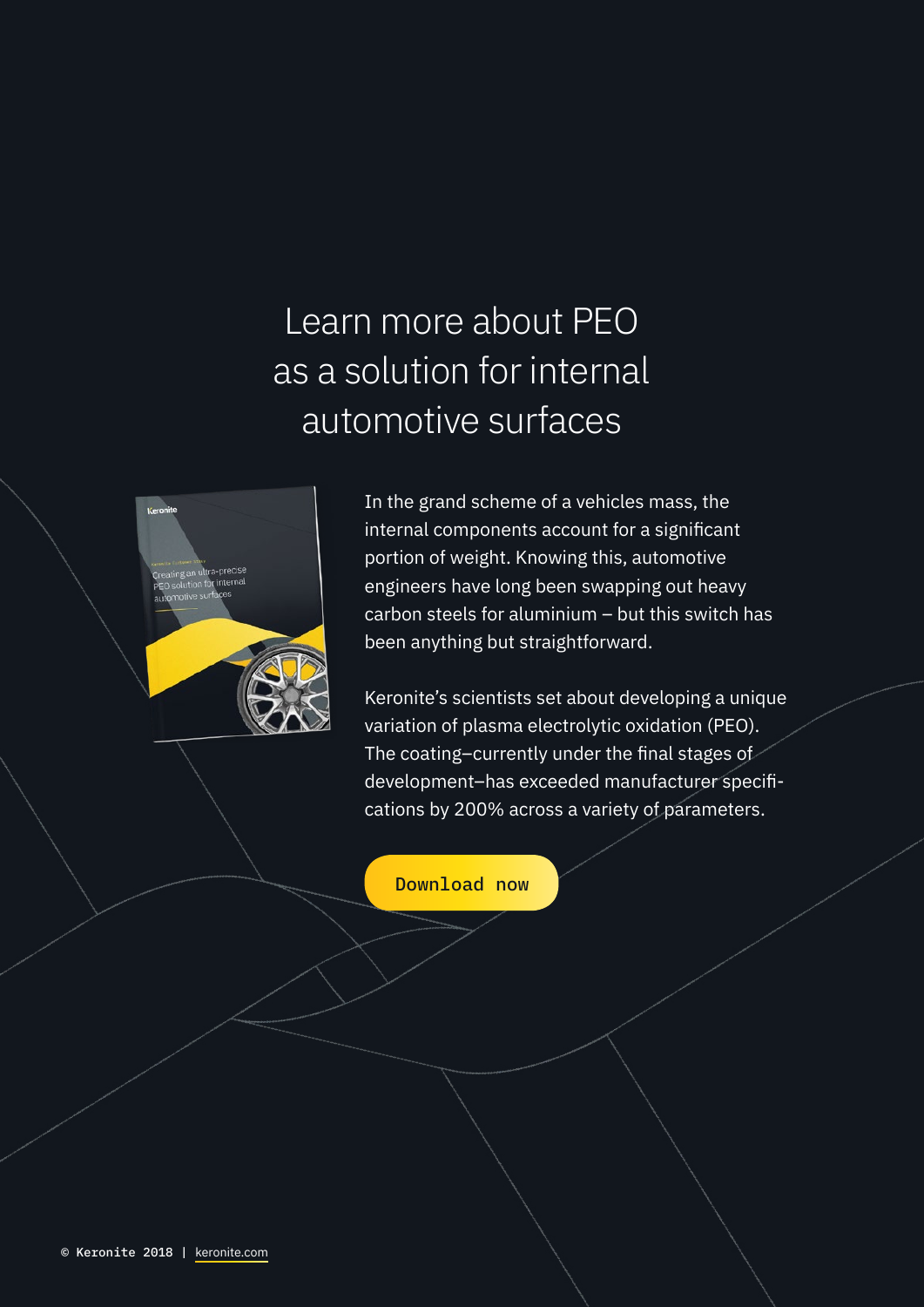# Learn more about PEO as a solution for internal automotive surfaces

In the grand scheme of a vehicles mass, the internal components account for a significant portion of weight. Knowing this, automotive engineers have long been swapping out heavy carbon steels for aluminium – but this switch has been anything but straightforward.

Keronite's scientists set about developing a unique variation of plasma electrolytic oxidation (PEO). The coating–currently under the final stages of development–has exceeded manufacturer specifications by 200% across a variety of parameters.

Download now